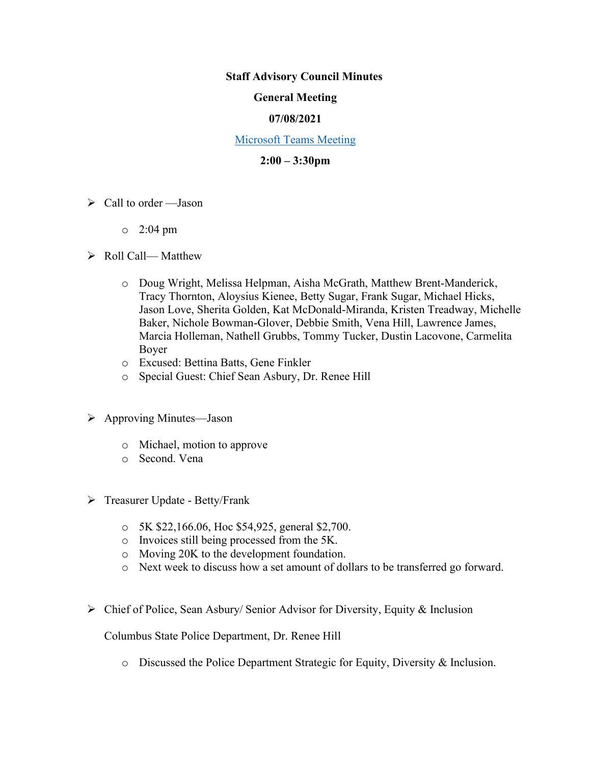**Staff Advisory Council Minutes**

**General Meeting**

**07/08/2021**

Microsoft Teams Meeting

**2:00 – 3:30pm**

- Call to order —Jason
  - 2:04 pm
- Roll Call— Matthew
  - Doug Wright, Melissa Helpman, Aisha McGrath, Matthew Brent-Manderick, Tracy Thornton, Aloysius Kienee, Betty Sugar, Frank Sugar, Michael Hicks, Jason Love, Sherita Golden, Kat McDonald-Miranda, Kristen Treadway, Michelle Baker, Nichole Bowman-Glover, Debbie Smith, Vena Hill, Lawrence James, Marcia Holleman, Nathell Grubbs, Tommy Tucker, Dustin Lacovone, Carmelita Boyer
  - Excused: Bettina Batts, Gene Finkler
  - Special Guest: Chief Sean Asbury, Dr. Renee Hill
- Approving Minutes—Jason
  - Michael, motion to approve
  - Second. Vena
- Treasurer Update - Betty/Frank
  - 5K $22,166.06, Hoc $54,925, general $2,700.
  - Invoices still being processed from the 5K.
  - Moving 20K to the development foundation.
  - Next week to discuss how a set amount of dollars to be transferred go forward.
- Chief of Police, Sean Asbury/ Senior Advisor for Diversity, Equity & Inclusion

  Columbus State Police Department, Dr. Renee Hill
  - Discussed the Police Department Strategic for Equity, Diversity & Inclusion.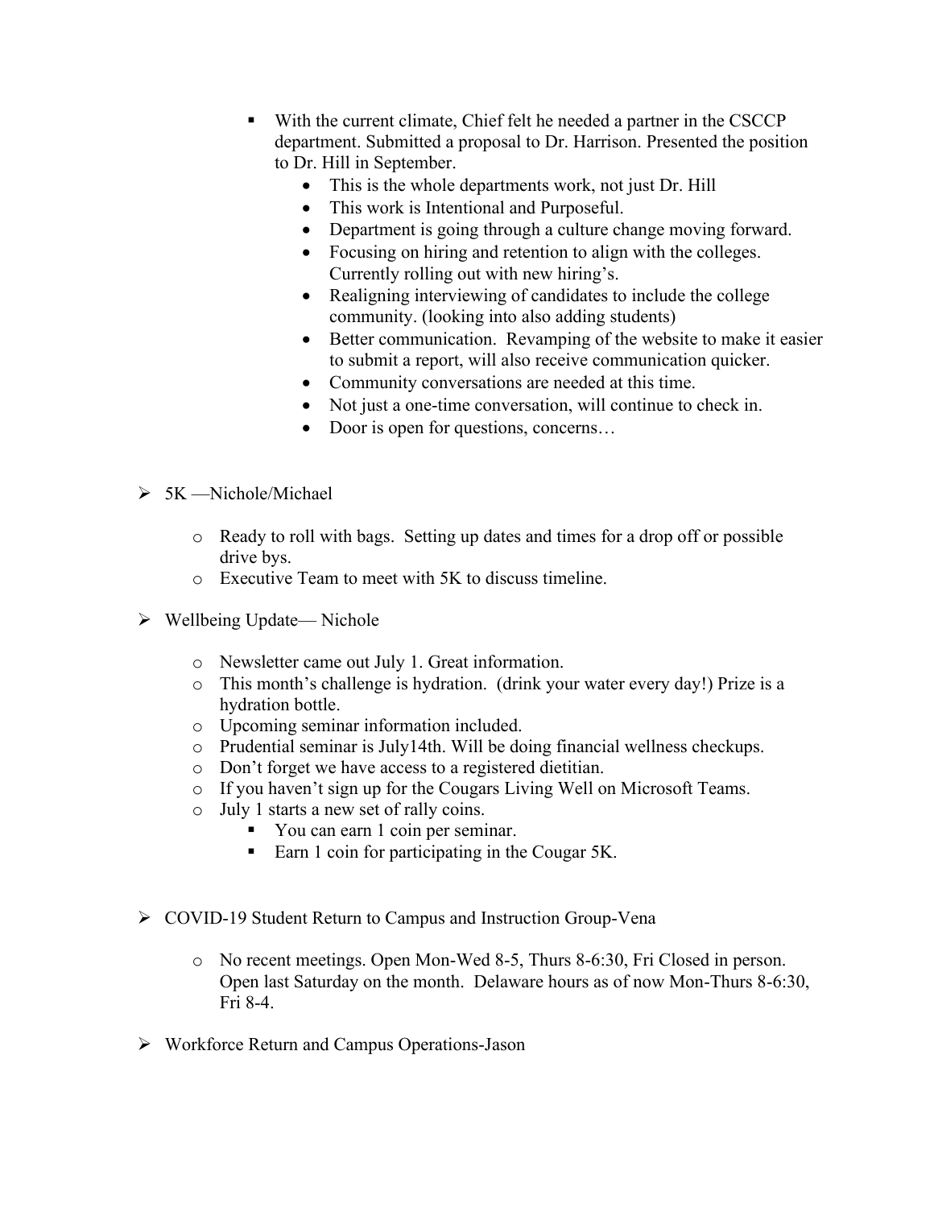- With the current climate, Chief felt he needed a partner in the CSCCP department. Submitted a proposal to Dr. Harrison. Presented the position to Dr. Hill in September.
        - This is the whole departments work, not just Dr. Hill
        - This work is Intentional and Purposeful.
        - Department is going through a culture change moving forward.
        - Focusing on hiring and retention to align with the colleges. Currently rolling out with new hiring's.
        - Realigning interviewing of candidates to include the college community. (looking into also adding students)
        - Better communication. Revamping of the website to make it easier to submit a report, will also receive communication quicker.
        - Community conversations are needed at this time.
        - Not just a one-time conversation, will continue to check in.
        - Door is open for questions, concerns…

- 5K —Nichole/Michael
  - Ready to roll with bags. Setting up dates and times for a drop off or possible drive bys.
  - Executive Team to meet with 5K to discuss timeline.

- Wellbeing Update— Nichole
  - Newsletter came out July 1. Great information.
  - This month's challenge is hydration. (drink your water every day!) Prize is a hydration bottle.
  - Upcoming seminar information included.
  - Prudential seminar is July14th. Will be doing financial wellness checkups.
  - Don't forget we have access to a registered dietitian.
  - If you haven't sign up for the Cougars Living Well on Microsoft Teams.
  - July 1 starts a new set of rally coins.
    - You can earn 1 coin per seminar.
    - Earn 1 coin for participating in the Cougar 5K.

- COVID-19 Student Return to Campus and Instruction Group-Vena
  - No recent meetings. Open Mon-Wed 8-5, Thurs 8-6:30, Fri Closed in person. Open last Saturday on the month. Delaware hours as of now Mon-Thurs 8-6:30, Fri 8-4.

- Workforce Return and Campus Operations-Jason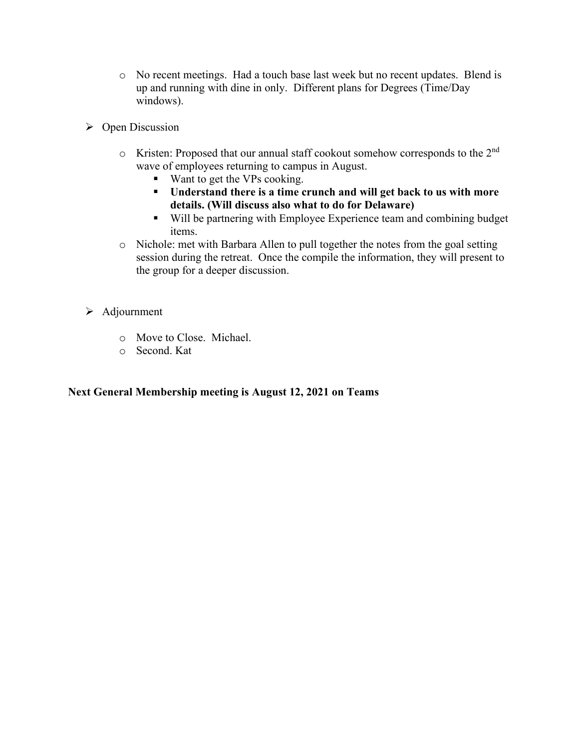- No recent meetings. Had a touch base last week but no recent updates. Blend is up and running with dine in only. Different plans for Degrees (Time/Day windows).

- Open Discussion

  - Kristen: Proposed that our annual staff cookout somehow corresponds to the 2nd wave of employees returning to campus in August.
    - Want to get the VPs cooking.
    - **Understand there is a time crunch and will get back to us with more details. (Will discuss also what to do for Delaware)**
    - Will be partnering with Employee Experience team and combining budget items.
  - Nichole: met with Barbara Allen to pull together the notes from the goal setting session during the retreat. Once the compile the information, they will present to the group for a deeper discussion.

- Adjournment

  - Move to Close. Michael.
  - Second. Kat

**Next General Membership meeting is August 12, 2021 on Teams**